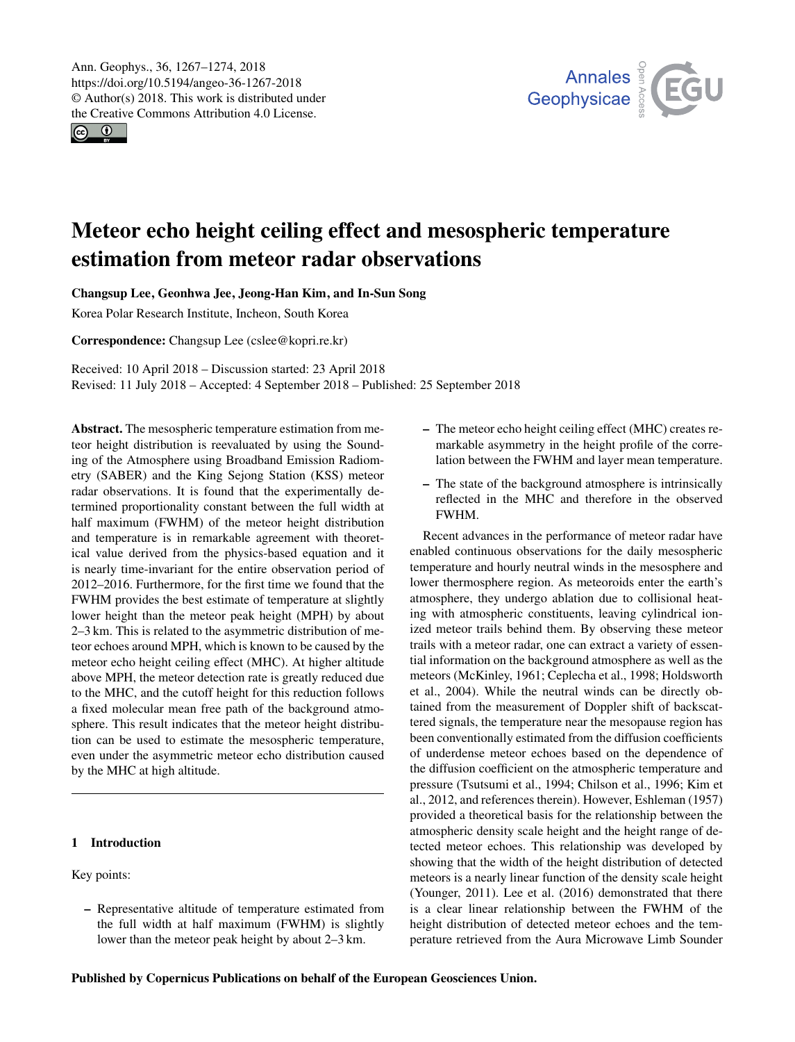# Meteor echo height ceiling effect and mesospheric temperature estimation from meteor radar observations

**Changsup Lee, Geonhwa Jee, Jeong-Han Kim, and In-Sun Song**

Korea Polar Research Institute, Incheon, South Korea

**Correspondence:** Changsup Lee (cslee@kopri.re.kr)

Received: 10 April 2018 – Discussion started: 23 April 2018
Revised: 11 July 2018 – Accepted: 4 September 2018 – Published: 25 September 2018

**Abstract.** The mesospheric temperature estimation from meteor height distribution is reevaluated by using the Sounding of the Atmosphere using Broadband Emission Radiometry (SABER) and the King Sejong Station (KSS) meteor radar observations. It is found that the experimentally determined proportionality constant between the full width at half maximum (FWHM) of the meteor height distribution and temperature is in remarkable agreement with theoretical value derived from the physics-based equation and it is nearly time-invariant for the entire observation period of 2012–2016. Furthermore, for the first time we found that the FWHM provides the best estimate of temperature at slightly lower height than the meteor peak height (MPH) by about 2–3 km. This is related to the asymmetric distribution of meteor echoes around MPH, which is known to be caused by the meteor echo height ceiling effect (MHC). At higher altitude above MPH, the meteor detection rate is greatly reduced due to the MHC, and the cutoff height for this reduction follows a fixed molecular mean free path of the background atmosphere. This result indicates that the meteor height distribution can be used to estimate the mesospheric temperature, even under the asymmetric meteor echo distribution caused by the MHC at high altitude.

## 1 Introduction

Key points:

- Representative altitude of temperature estimated from the full width at half maximum (FWHM) is slightly lower than the meteor peak height by about 2–3 km.
- The meteor echo height ceiling effect (MHC) creates remarkable asymmetry in the height profile of the correlation between the FWHM and layer mean temperature.
- The state of the background atmosphere is intrinsically reflected in the MHC and therefore in the observed FWHM.

Recent advances in the performance of meteor radar have enabled continuous observations for the daily mesospheric temperature and hourly neutral winds in the mesosphere and lower thermosphere region. As meteoroids enter the earth's atmosphere, they undergo ablation due to collisional heating with atmospheric constituents, leaving cylindrical ionized meteor trails behind them. By observing these meteor trails with a meteor radar, one can extract a variety of essential information on the background atmosphere as well as the meteors (McKinley, 1961; Ceplecha et al., 1998; Holdsworth et al., 2004). While the neutral winds can be directly obtained from the measurement of Doppler shift of backscattered signals, the temperature near the mesopause region has been conventionally estimated from the diffusion coefficients of underdense meteor echoes based on the dependence of the diffusion coefficient on the atmospheric temperature and pressure (Tsutsumi et al., 1994; Chilson et al., 1996; Kim et al., 2012, and references therein). However, Eshleman (1957) provided a theoretical basis for the relationship between the atmospheric density scale height and the height range of detected meteor echoes. This relationship was developed by showing that the width of the height distribution of detected meteors is a nearly linear function of the density scale height (Younger, 2011). Lee et al. (2016) demonstrated that there is a clear linear relationship between the FWHM of the height distribution of detected meteor echoes and the temperature retrieved from the Aura Microwave Limb Sounder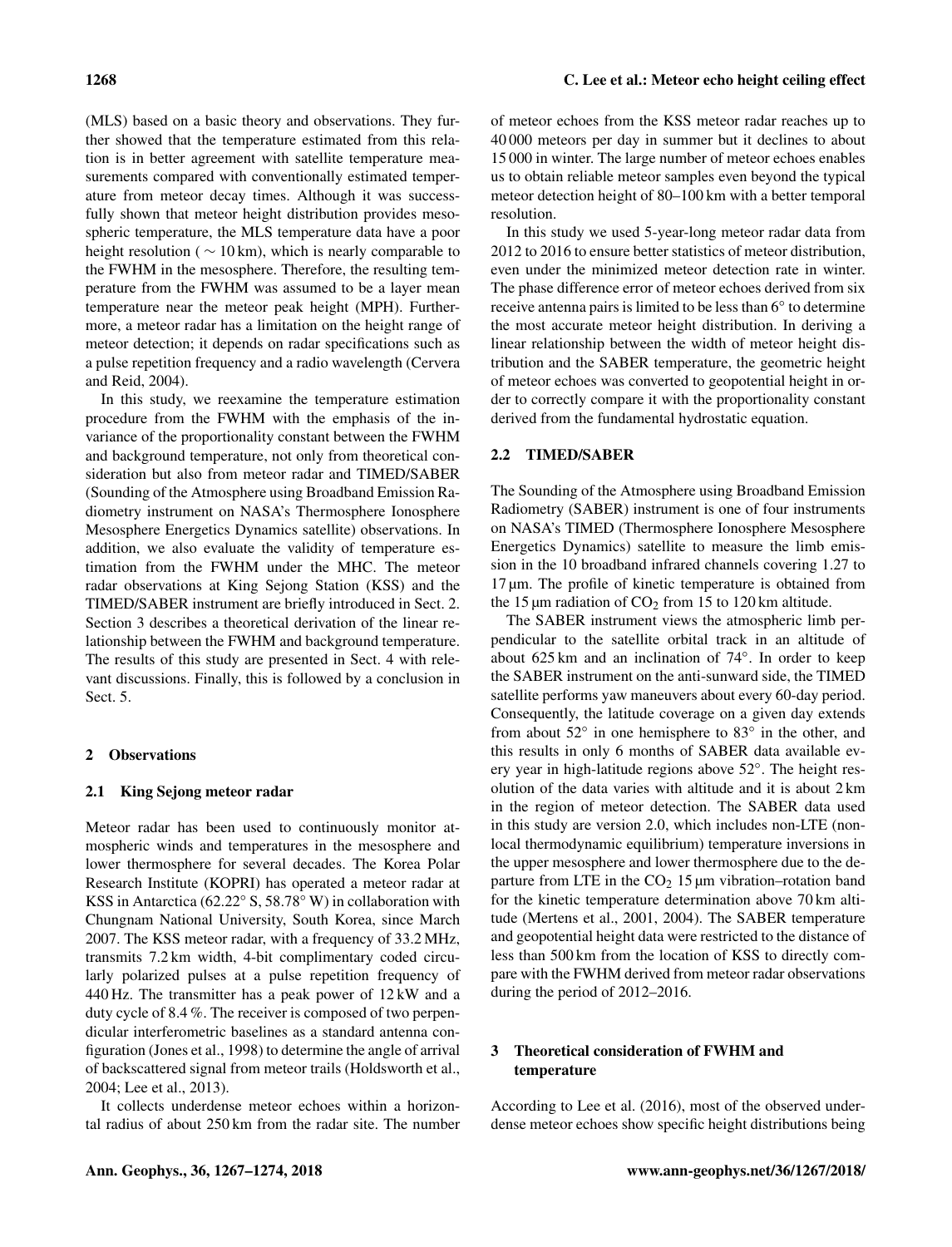(MLS) based on a basic theory and observations. They further showed that the temperature estimated from this relation is in better agreement with satellite temperature measurements compared with conventionally estimated temperature from meteor decay times. Although it was successfully shown that meteor height distribution provides mesospheric temperature, the MLS temperature data have a poor height resolution ( $\sim 10$ km), which is nearly comparable to the FWHM in the mesosphere. Therefore, the resulting temperature from the FWHM was assumed to be a layer mean temperature near the meteor peak height (MPH). Furthermore, a meteor radar has a limitation on the height range of meteor detection; it depends on radar specifications such as a pulse repetition frequency and a radio wavelength (Cervera and Reid, 2004).

In this study, we reexamine the temperature estimation procedure from the FWHM with the emphasis of the invariance of the proportionality constant between the FWHM and background temperature, not only from theoretical consideration but also from meteor radar and TIMED/SABER (Sounding of the Atmosphere using Broadband Emission Radiometry instrument on NASA's Thermosphere Ionosphere Mesosphere Energetics Dynamics satellite) observations. In addition, we also evaluate the validity of temperature estimation from the FWHM under the MHC. The meteor radar observations at King Sejong Station (KSS) and the TIMED/SABER instrument are briefly introduced in Sect. 2. Section 3 describes a theoretical derivation of the linear relationship between the FWHM and background temperature. The results of this study are presented in Sect. 4 with relevant discussions. Finally, this is followed by a conclusion in Sect. 5.

## 2 Observations

### 2.1 King Sejong meteor radar

Meteor radar has been used to continuously monitor atmospheric winds and temperatures in the mesosphere and lower thermosphere for several decades. The Korea Polar Research Institute (KOPRI) has operated a meteor radar at KSS in Antarctica (62.22° S, 58.78° W) in collaboration with Chungnam National University, South Korea, since March 2007. The KSS meteor radar, with a frequency of 33.2 MHz, transmits 7.2 km width, 4-bit complimentary coded circularly polarized pulses at a pulse repetition frequency of 440 Hz. The transmitter has a peak power of 12 kW and a duty cycle of 8.4 %. The receiver is composed of two perpendicular interferometric baselines as a standard antenna configuration (Jones et al., 1998) to determine the angle of arrival of backscattered signal from meteor trails (Holdsworth et al., 2004; Lee et al., 2013).

It collects underdense meteor echoes within a horizontal radius of about 250 km from the radar site. The number of meteor echoes from the KSS meteor radar reaches up to 40 000 meteors per day in summer but it declines to about 15 000 in winter. The large number of meteor echoes enables us to obtain reliable meteor samples even beyond the typical meteor detection height of 80–100 km with a better temporal resolution.

In this study we used 5-year-long meteor radar data from 2012 to 2016 to ensure better statistics of meteor distribution, even under the minimized meteor detection rate in winter. The phase difference error of meteor echoes derived from six receive antenna pairs is limited to be less than 6° to determine the most accurate meteor height distribution. In deriving a linear relationship between the width of meteor height distribution and the SABER temperature, the geometric height of meteor echoes was converted to geopotential height in order to correctly compare it with the proportionality constant derived from the fundamental hydrostatic equation.

### 2.2 TIMED/SABER

The Sounding of the Atmosphere using Broadband Emission Radiometry (SABER) instrument is one of four instruments on NASA's TIMED (Thermosphere Ionosphere Mesosphere Energetics Dynamics) satellite to measure the limb emission in the 10 broadband infrared channels covering 1.27 to 17 µm. The profile of kinetic temperature is obtained from the 15 µm radiation of $CO_2$ from 15 to 120 km altitude.

The SABER instrument views the atmospheric limb perpendicular to the satellite orbital track in an altitude of about 625 km and an inclination of 74°. In order to keep the SABER instrument on the anti-sunward side, the TIMED satellite performs yaw maneuvers about every 60-day period. Consequently, the latitude coverage on a given day extends from about 52° in one hemisphere to 83° in the other, and this results in only 6 months of SABER data available every year in high-latitude regions above 52°. The height resolution of the data varies with altitude and it is about 2 km in the region of meteor detection. The SABER data used in this study are version 2.0, which includes non-LTE (nonlocal thermodynamic equilibrium) temperature inversions in the upper mesosphere and lower thermosphere due to the departure from LTE in the $CO_2$ 15 µm vibration–rotation band for the kinetic temperature determination above 70 km altitude (Mertens et al., 2001, 2004). The SABER temperature and geopotential height data were restricted to the distance of less than 500 km from the location of KSS to directly compare with the FWHM derived from meteor radar observations during the period of 2012–2016.

## 3 Theoretical consideration of FWHM and temperature

According to Lee et al. (2016), most of the observed underdense meteor echoes show specific height distributions being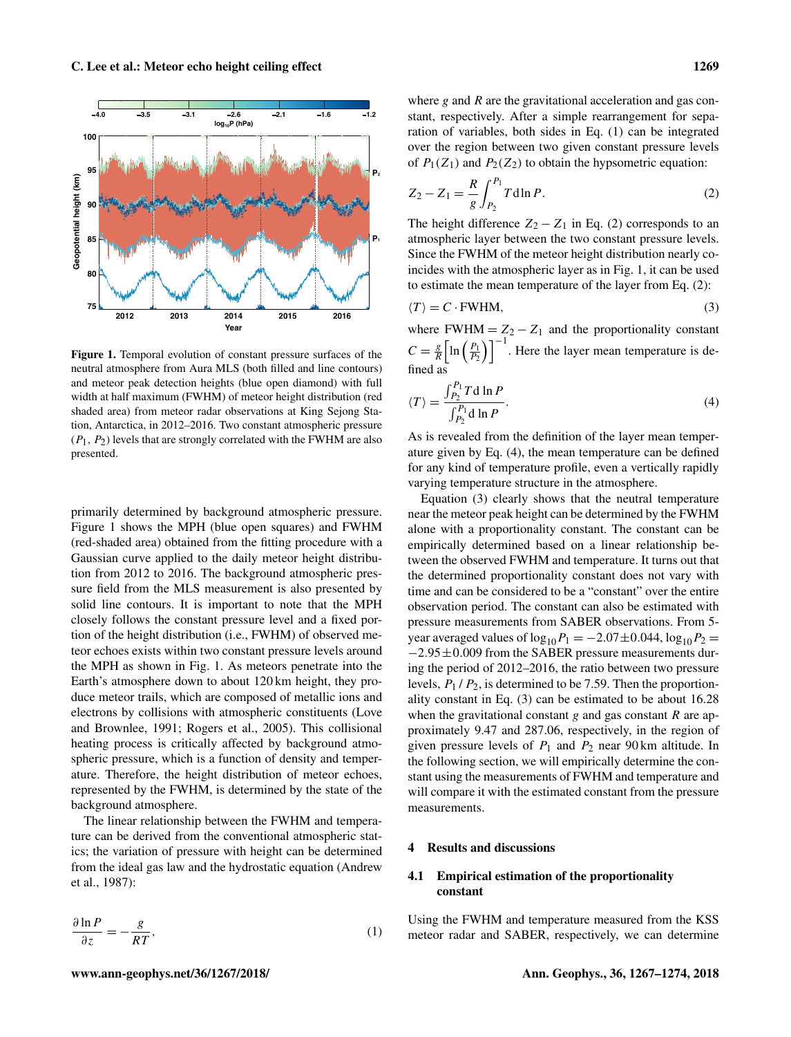−4.0 −3.5 −3.1 −2.6 −2.1 −1.6 −1.2

$\log_{10}$P (hPa)

Geopotential height (km)

100 95 90 85 80 75

2012 2013 2014 2015 2016

Year

P₂

P₁

**Figure 1.** Temporal evolution of constant pressure surfaces of the neutral atmosphere from Aura MLS (both filled and line contours) and meteor peak detection heights (blue open diamond) with full width at half maximum (FWHM) of meteor height distribution (red shaded area) from meteor radar observations at King Sejong Station, Antarctica, in 2012–2016. Two constant atmospheric pressure ($P_1$, $P_2$) levels that are strongly correlated with the FWHM are also presented.

primarily determined by background atmospheric pressure. Figure 1 shows the MPH (blue open squares) and FWHM (red-shaded area) obtained from the fitting procedure with a Gaussian curve applied to the daily meteor height distribution from 2012 to 2016. The background atmospheric pressure field from the MLS measurement is also presented by solid line contours. It is important to note that the MPH closely follows the constant pressure level and a fixed portion of the height distribution (i.e., FWHM) of observed meteor echoes exists within two constant pressure levels around the MPH as shown in Fig. 1. As meteors penetrate into the Earth's atmosphere down to about 120 km height, they produce meteor trails, which are composed of metallic ions and electrons by collisions with atmospheric constituents (Love and Brownlee, 1991; Rogers et al., 2005). This collisional heating process is critically affected by background atmospheric pressure, which is a function of density and temperature. Therefore, the height distribution of meteor echoes, represented by the FWHM, is determined by the state of the background atmosphere.

The linear relationship between the FWHM and temperature can be derived from the conventional atmospheric statics; the variation of pressure with height can be determined from the ideal gas law and the hydrostatic equation (Andrew et al., 1987):

$$\frac{\partial \ln P}{\partial z} = -\frac{g}{RT}, \tag{1}$$

where $g$ and $R$ are the gravitational acceleration and gas constant, respectively. After a simple rearrangement for separation of variables, both sides in Eq. (1) can be integrated over the region between two given constant pressure levels of $P_1(Z_1)$ and $P_2(Z_2)$ to obtain the hypsometric equation:

$$Z_2 - Z_1 = \frac{R}{g}\int_{P_2}^{P_1} T \, \mathrm{d}\ln P. \tag{2}$$

The height difference $Z_2 - Z_1$ in Eq. (2) corresponds to an atmospheric layer between the two constant pressure levels. Since the FWHM of the meteor height distribution nearly coincides with the atmospheric layer as in Fig. 1, it can be used to estimate the mean temperature of the layer from Eq. (2):

$$\langle T \rangle = C \cdot \mathrm{FWHM}, \tag{3}$$

where $\mathrm{FWHM} = Z_2 - Z_1$ and the proportionality constant $C = \frac{g}{R}\left[\ln\left(\frac{P_1}{P_2}\right)\right]^{-1}$. Here the layer mean temperature is defined as

$$\langle T \rangle = \frac{\int_{P_2}^{P_1} T \, \mathrm{d}\ln P}{\int_{P_2}^{P_1} \mathrm{d}\ln P}. \tag{4}$$

As is revealed from the definition of the layer mean temperature given by Eq. (4), the mean temperature can be defined for any kind of temperature profile, even a vertically rapidly varying temperature structure in the atmosphere.

Equation (3) clearly shows that the neutral temperature near the meteor peak height can be determined by the FWHM alone with a proportionality constant. The constant can be empirically determined based on a linear relationship between the observed FWHM and temperature. It turns out that the determined proportionality constant does not vary with time and can be considered to be a "constant" over the entire observation period. The constant can also be estimated with pressure measurements from SABER observations. From 5-year averaged values of $\log_{10} P_1 = -2.07 \pm 0.044$, $\log_{10} P_2 = -2.95 \pm 0.009$ from the SABER pressure measurements during the period of 2012–2016, the ratio between two pressure levels, $P_1 / P_2$, is determined to be 7.59. Then the proportionality constant in Eq. (3) can be estimated to be about 16.28 when the gravitational constant $g$ and gas constant $R$ are approximately 9.47 and 287.06, respectively, in the region of given pressure levels of $P_1$ and $P_2$ near 90 km altitude. In the following section, we will empirically determine the constant using the measurements of FWHM and temperature and will compare it with the estimated constant from the pressure measurements.

## 4 Results and discussions

### 4.1 Empirical estimation of the proportionality constant

Using the FWHM and temperature measured from the KSS meteor radar and SABER, respectively, we can determine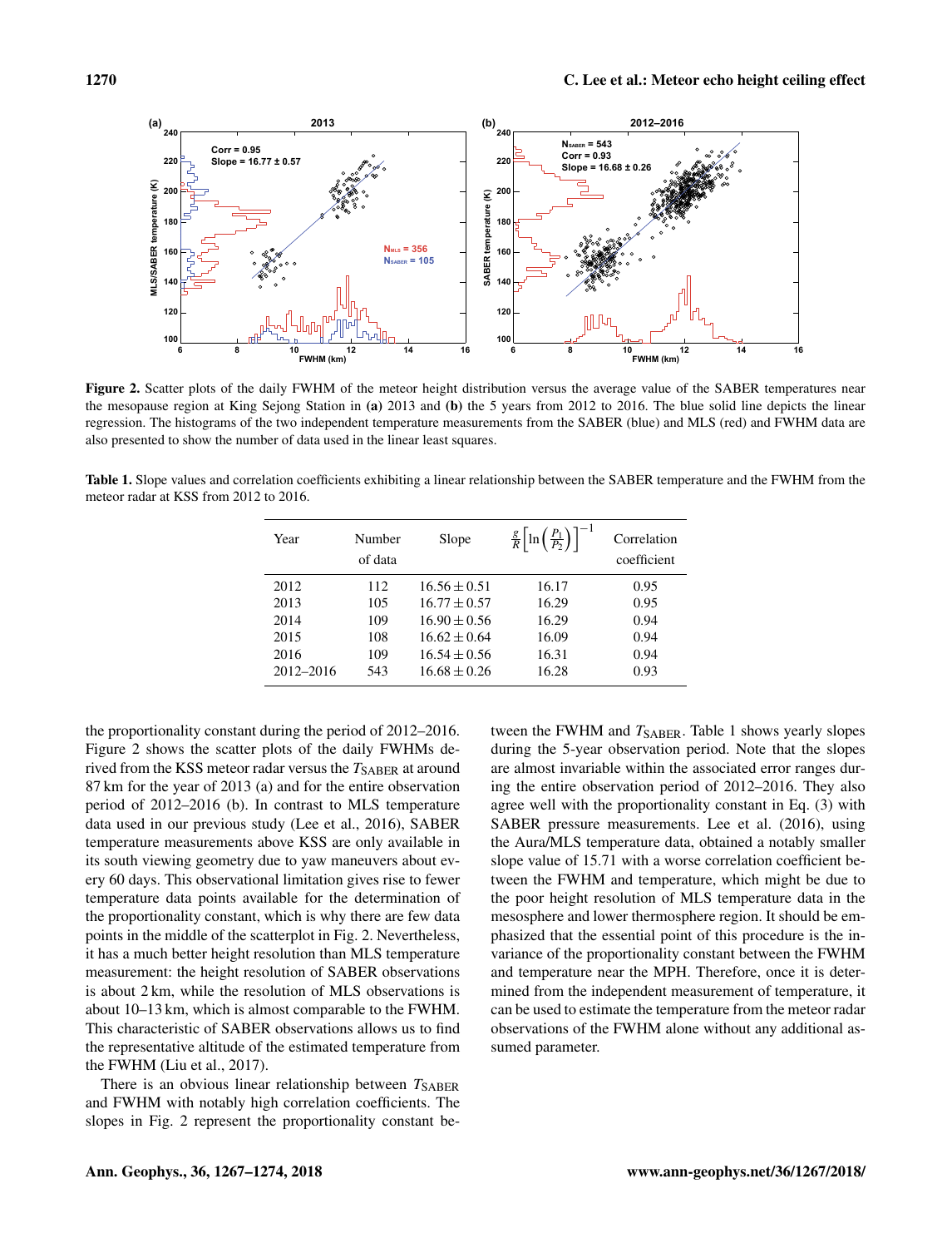(a) 2013

Corr = 0.95
Slope = 16.77 ± 0.57

$N_{MLS}$ = 356
$N_{SABER}$ = 105

MLS/SABER temperature (K)
FWHM (km)

(b) 2012–2016

$N_{SABER}$ = 543
Corr = 0.93
Slope = 16.68 ± 0.26

SABER temperature (K)
FWHM (km)

**Figure 2.** Scatter plots of the daily FWHM of the meteor height distribution versus the average value of the SABER temperatures near the mesopause region at King Sejong Station in **(a)** 2013 and **(b)** the 5 years from 2012 to 2016. The blue solid line depicts the linear regression. The histograms of the two independent temperature measurements from the SABER (blue) and MLS (red) and FWHM data are also presented to show the number of data used in the linear least squares.

**Table 1.** Slope values and correlation coefficients exhibiting a linear relationship between the SABER temperature and the FWHM from the meteor radar at KSS from 2012 to 2016.

| Year | Number of data | Slope | $\frac{g}{R}\left[\ln\left(\frac{P_1}{P_2}\right)\right]^{-1}$ | Correlation coefficient |
|---|---|---|---|---|
| 2012 | 112 | $16.56 \pm 0.51$ | 16.17 | 0.95 |
| 2013 | 105 | $16.77 \pm 0.57$ | 16.29 | 0.95 |
| 2014 | 109 | $16.90 \pm 0.56$ | 16.29 | 0.94 |
| 2015 | 108 | $16.62 \pm 0.64$ | 16.09 | 0.94 |
| 2016 | 109 | $16.54 \pm 0.56$ | 16.31 | 0.94 |
| 2012–2016 | 543 | $16.68 \pm 0.26$ | 16.28 | 0.93 |

the proportionality constant during the period of 2012–2016. Figure 2 shows the scatter plots of the daily FWHMs derived from the KSS meteor radar versus the $T_{\text{SABER}}$ at around 87 km for the year of 2013 (a) and for the entire observation period of 2012–2016 (b). In contrast to MLS temperature data used in our previous study (Lee et al., 2016), SABER temperature measurements above KSS are only available in its south viewing geometry due to yaw maneuvers about every 60 days. This observational limitation gives rise to fewer temperature data points available for the determination of the proportionality constant, which is why there are few data points in the middle of the scatterplot in Fig. 2. Nevertheless, it has a much better height resolution than MLS temperature measurement: the height resolution of SABER observations is about 2 km, while the resolution of MLS observations is about 10–13 km, which is almost comparable to the FWHM. This characteristic of SABER observations allows us to find the representative altitude of the estimated temperature from the FWHM (Liu et al., 2017).

There is an obvious linear relationship between $T_{\text{SABER}}$ and FWHM with notably high correlation coefficients. The slopes in Fig. 2 represent the proportionality constant between the FWHM and $T_{\text{SABER}}$. Table 1 shows yearly slopes during the 5-year observation period. Note that the slopes are almost invariable within the associated error ranges during the entire observation period of 2012–2016. They also agree well with the proportionality constant in Eq. (3) with SABER pressure measurements. Lee et al. (2016), using the Aura/MLS temperature data, obtained a notably smaller slope value of 15.71 with a worse correlation coefficient between the FWHM and temperature, which might be due to the poor height resolution of MLS temperature data in the mesosphere and lower thermosphere region. It should be emphasized that the essential point of this procedure is the invariance of the proportionality constant between the FWHM and temperature near the MPH. Therefore, once it is determined from the independent measurement of temperature, it can be used to estimate the temperature from the meteor radar observations of the FWHM alone without any additional assumed parameter.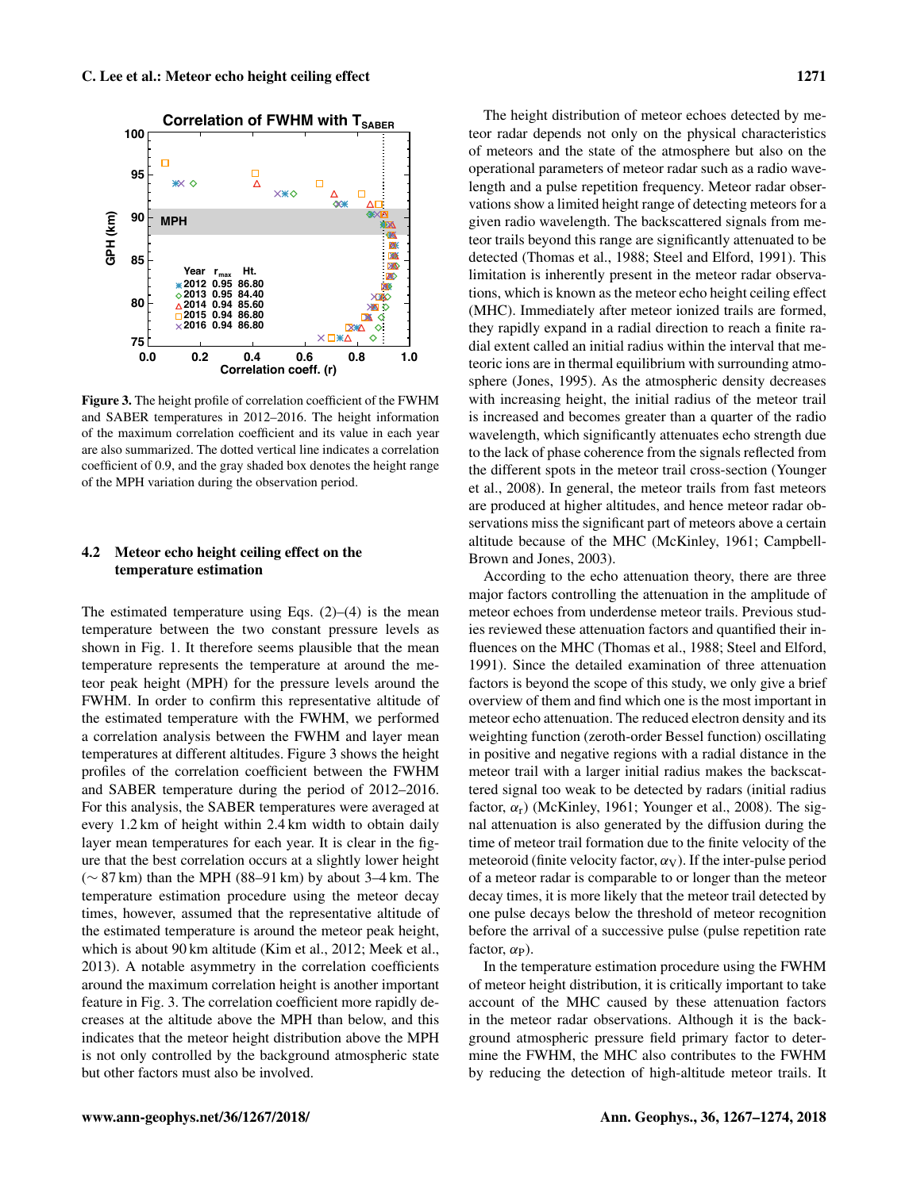Correlation of FWHM with $T_{SABER}$

GPH (km)

Correlation coeff. (r)

MPH

| Year | $r_{max}$ | Ht. |
|---|---|---|
| 2012 | 0.95 | 86.80 |
| 2013 | 0.95 | 84.40 |
| 2014 | 0.94 | 85.60 |
| 2015 | 0.94 | 86.80 |
| 2016 | 0.94 | 86.80 |

**Figure 3.** The height profile of correlation coefficient of the FWHM and SABER temperatures in 2012–2016. The height information of the maximum correlation coefficient and its value in each year are also summarized. The dotted vertical line indicates a correlation coefficient of 0.9, and the gray shaded box denotes the height range of the MPH variation during the observation period.

### 4.2 Meteor echo height ceiling effect on the temperature estimation

The estimated temperature using Eqs. (2)–(4) is the mean temperature between the two constant pressure levels as shown in Fig. 1. It therefore seems plausible that the mean temperature represents the temperature at around the meteor peak height (MPH) for the pressure levels around the FWHM. In order to confirm this representative altitude of the estimated temperature with the FWHM, we performed a correlation analysis between the FWHM and layer mean temperatures at different altitudes. Figure 3 shows the height profiles of the correlation coefficient between the FWHM and SABER temperature during the period of 2012–2016. For this analysis, the SABER temperatures were averaged at every 1.2 km of height within 2.4 km width to obtain daily layer mean temperatures for each year. It is clear in the figure that the best correlation occurs at a slightly lower height ($\sim$ 87 km) than the MPH (88–91 km) by about 3–4 km. The temperature estimation procedure using the meteor decay times, however, assumed that the representative altitude of the estimated temperature is around the meteor peak height, which is about 90 km altitude (Kim et al., 2012; Meek et al., 2013). A notable asymmetry in the correlation coefficients around the maximum correlation height is another important feature in Fig. 3. The correlation coefficient more rapidly decreases at the altitude above the MPH than below, and this indicates that the meteor height distribution above the MPH is not only controlled by the background atmospheric state but other factors must also be involved.

The height distribution of meteor echoes detected by meteor radar depends not only on the physical characteristics of meteors and the state of the atmosphere but also on the operational parameters of meteor radar such as a radio wavelength and a pulse repetition frequency. Meteor radar observations show a limited height range of detecting meteors for a given radio wavelength. The backscattered signals from meteor trails beyond this range are significantly attenuated to be detected (Thomas et al., 1988; Steel and Elford, 1991). This limitation is inherently present in the meteor radar observations, which is known as the meteor echo height ceiling effect (MHC). Immediately after meteor ionized trails are formed, they rapidly expand in a radial direction to reach a finite radial extent called an initial radius within the interval that meteoric ions are in thermal equilibrium with surrounding atmosphere (Jones, 1995). As the atmospheric density decreases with increasing height, the initial radius of the meteor trail is increased and becomes greater than a quarter of the radio wavelength, which significantly attenuates echo strength due to the lack of phase coherence from the signals reflected from the different spots in the meteor trail cross-section (Younger et al., 2008). In general, the meteor trails from fast meteors are produced at higher altitudes, and hence meteor radar observations miss the significant part of meteors above a certain altitude because of the MHC (McKinley, 1961; Campbell-Brown and Jones, 2003).

According to the echo attenuation theory, there are three major factors controlling the attenuation in the amplitude of meteor echoes from underdense meteor trails. Previous studies reviewed these attenuation factors and quantified their influences on the MHC (Thomas et al., 1988; Steel and Elford, 1991). Since the detailed examination of three attenuation factors is beyond the scope of this study, we only give a brief overview of them and find which one is the most important in meteor echo attenuation. The reduced electron density and its weighting function (zeroth-order Bessel function) oscillating in positive and negative regions with a radial distance in the meteor trail with a larger initial radius makes the backscattered signal too weak to be detected by radars (initial radius factor, $\alpha_r$) (McKinley, 1961; Younger et al., 2008). The signal attenuation is also generated by the diffusion during the time of meteor trail formation due to the finite velocity of the meteoroid (finite velocity factor, $\alpha_V$). If the inter-pulse period of a meteor radar is comparable to or longer than the meteor decay times, it is more likely that the meteor trail detected by one pulse decays below the threshold of meteor recognition before the arrival of a successive pulse (pulse repetition rate factor, $\alpha_P$).

In the temperature estimation procedure using the FWHM of meteor height distribution, it is critically important to take account of the MHC caused by these attenuation factors in the meteor radar observations. Although it is the background atmospheric pressure field primary factor to determine the FWHM, the MHC also contributes to the FWHM by reducing the detection of high-altitude meteor trails. It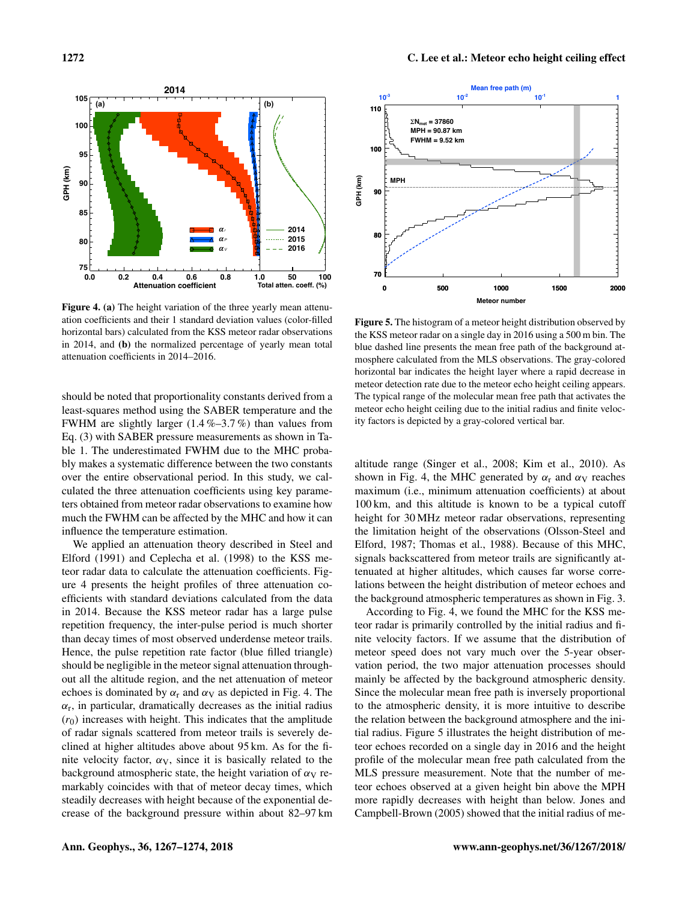2014

(a)

GPH (km)

Attenuation coefficient

$\alpha_r$

$\alpha_P$

$\alpha_V$

(b)

Total atten. coeff. (%)

2014

2015

2016

**Figure 4. (a)** The height variation of the three yearly mean attenuation coefficients and their 1 standard deviation values (color-filled horizontal bars) calculated from the KSS meteor radar observations in 2014, and **(b)** the normalized percentage of yearly mean total attenuation coefficients in 2014–2016.

Mean free path (m)

$\Sigma N_{met}$ = 37860

MPH = 90.87 km

FWHM = 9.52 km

MPH

GPH (km)

Meteor number

**Figure 5.** The histogram of a meteor height distribution observed by the KSS meteor radar on a single day in 2016 using a 500 m bin. The blue dashed line presents the mean free path of the background atmosphere calculated from the MLS observations. The gray-colored horizontal bar indicates the height layer where a rapid decrease in meteor detection rate due to the meteor echo height ceiling appears. The typical range of the molecular mean free path that activates the meteor echo height ceiling due to the initial radius and finite velocity factors is depicted by a gray-colored vertical bar.

should be noted that proportionality constants derived from a least-squares method using the SABER temperature and the FWHM are slightly larger (1.4 %–3.7 %) than values from Eq. (3) with SABER pressure measurements as shown in Table 1. The underestimated FWHM due to the MHC probably makes a systematic difference between the two constants over the entire observational period. In this study, we calculated the three attenuation coefficients using key parameters obtained from meteor radar observations to examine how much the FWHM can be affected by the MHC and how it can influence the temperature estimation.

We applied an attenuation theory described in Steel and Elford (1991) and Ceplecha et al. (1998) to the KSS meteor radar data to calculate the attenuation coefficients. Figure 4 presents the height profiles of three attenuation coefficients with standard deviations calculated from the data in 2014. Because the KSS meteor radar has a large pulse repetition frequency, the inter-pulse period is much shorter than decay times of most observed underdense meteor trails. Hence, the pulse repetition rate factor (blue filled triangle) should be negligible in the meteor signal attenuation throughout all the altitude region, and the net attenuation of meteor echoes is dominated by $\alpha_r$ and $\alpha_V$ as depicted in Fig. 4. The $\alpha_r$, in particular, dramatically decreases as the initial radius ($r_0$) increases with height. This indicates that the amplitude of radar signals scattered from meteor trails is severely declined at higher altitudes above about 95 km. As for the finite velocity factor, $\alpha_V$, since it is basically related to the background atmospheric state, the height variation of $\alpha_V$ remarkably coincides with that of meteor decay times, which steadily decreases with height because of the exponential decrease of the background pressure within about 82–97 km altitude range (Singer et al., 2008; Kim et al., 2010). As shown in Fig. 4, the MHC generated by $\alpha_r$ and $\alpha_V$ reaches maximum (i.e., minimum attenuation coefficients) at about 100 km, and this altitude is known to be a typical cutoff height for 30 MHz meteor radar observations, representing the limitation height of the observations (Olsson-Steel and Elford, 1987; Thomas et al., 1988). Because of this MHC, signals backscattered from meteor trails are significantly attenuated at higher altitudes, which causes far worse correlations between the height distribution of meteor echoes and the background atmospheric temperatures as shown in Fig. 3.

According to Fig. 4, we found the MHC for the KSS meteor radar is primarily controlled by the initial radius and finite velocity factors. If we assume that the distribution of meteor speed does not vary much over the 5-year observation period, the two major attenuation processes should mainly be affected by the background atmospheric density. Since the molecular mean free path is inversely proportional to the atmospheric density, it is more intuitive to describe the relation between the background atmosphere and the initial radius. Figure 5 illustrates the height distribution of meteor echoes recorded on a single day in 2016 and the height profile of the molecular mean free path calculated from the MLS pressure measurement. Note that the number of meteor echoes observed at a given height bin above the MPH more rapidly decreases with height than below. Jones and Campbell-Brown (2005) showed that the initial radius of me-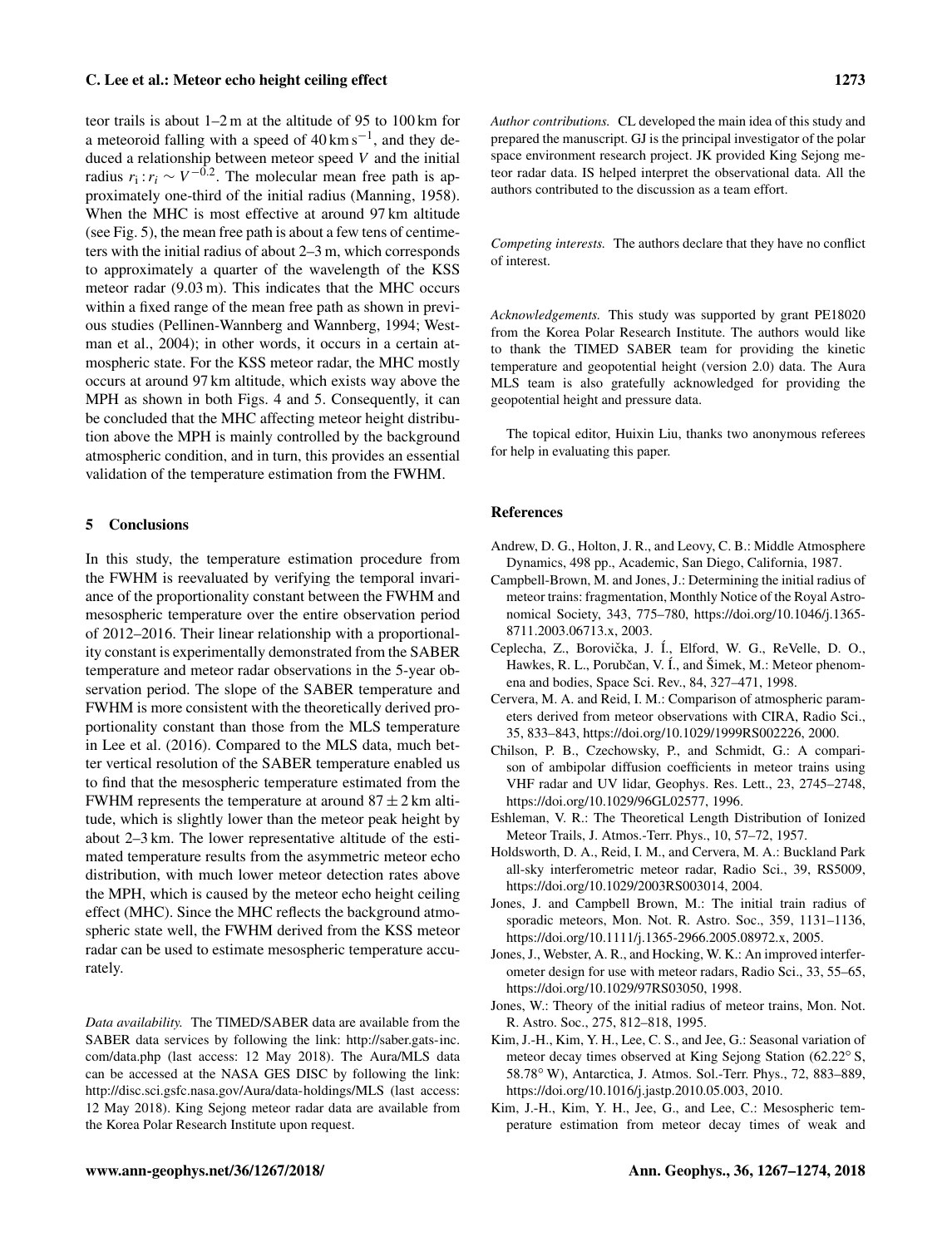teor trails is about 1–2 m at the altitude of 95 to 100 km for a meteoroid falling with a speed of $40\,\mathrm{km\,s^{-1}}$, and they deduced a relationship between meteor speed $V$ and the initial radius $r_i : r_i \sim V^{-0.2}$. The molecular mean free path is approximately one-third of the initial radius (Manning, 1958). When the MHC is most effective at around 97 km altitude (see Fig. 5), the mean free path is about a few tens of centimeters with the initial radius of about 2–3 m, which corresponds to approximately a quarter of the wavelength of the KSS meteor radar (9.03 m). This indicates that the MHC occurs within a fixed range of the mean free path as shown in previous studies (Pellinen-Wannberg and Wannberg, 1994; Westman et al., 2004); in other words, it occurs in a certain atmospheric state. For the KSS meteor radar, the MHC mostly occurs at around 97 km altitude, which exists way above the MPH as shown in both Figs. 4 and 5. Consequently, it can be concluded that the MHC affecting meteor height distribution above the MPH is mainly controlled by the background atmospheric condition, and in turn, this provides an essential validation of the temperature estimation from the FWHM.

## 5 Conclusions

In this study, the temperature estimation procedure from the FWHM is reevaluated by verifying the temporal invariance of the proportionality constant between the FWHM and mesospheric temperature over the entire observation period of 2012–2016. Their linear relationship with a proportionality constant is experimentally demonstrated from the SABER temperature and meteor radar observations in the 5-year observation period. The slope of the SABER temperature and FWHM is more consistent with the theoretically derived proportionality constant than those from the MLS temperature in Lee et al. (2016). Compared to the MLS data, much better vertical resolution of the SABER temperature enabled us to find that the mesospheric temperature estimated from the FWHM represents the temperature at around $87 \pm 2$ km altitude, which is slightly lower than the meteor peak height by about 2–3 km. The lower representative altitude of the estimated temperature results from the asymmetric meteor echo distribution, with much lower meteor detection rates above the MPH, which is caused by the meteor echo height ceiling effect (MHC). Since the MHC reflects the background atmospheric state well, the FWHM derived from the KSS meteor radar can be used to estimate mesospheric temperature accurately.

*Data availability.* The TIMED/SABER data are available from the SABER data services by following the link: http://saber.gats-inc.com/data.php (last access: 12 May 2018). The Aura/MLS data can be accessed at the NASA GES DISC by following the link: http://disc.sci.gsfc.nasa.gov/Aura/data-holdings/MLS (last access: 12 May 2018). King Sejong meteor radar data are available from the Korea Polar Research Institute upon request.

*Author contributions.* CL developed the main idea of this study and prepared the manuscript. GJ is the principal investigator of the polar space environment research project. JK provided King Sejong meteor radar data. IS helped interpret the observational data. All the authors contributed to the discussion as a team effort.

*Competing interests.* The authors declare that they have no conflict of interest.

*Acknowledgements.* This study was supported by grant PE18020 from the Korea Polar Research Institute. The authors would like to thank the TIMED SABER team for providing the kinetic temperature and geopotential height (version 2.0) data. The Aura MLS team is also gratefully acknowledged for providing the geopotential height and pressure data.

The topical editor, Huixin Liu, thanks two anonymous referees for help in evaluating this paper.

## References

Andrew, D. G., Holton, J. R., and Leovy, C. B.: Middle Atmosphere Dynamics, 498 pp., Academic, San Diego, California, 1987.

Campbell-Brown, M. and Jones, J.: Determining the initial radius of meteor trains: fragmentation, Monthly Notice of the Royal Astronomical Society, 343, 775–780, https://doi.org/10.1046/j.1365-8711.2003.06713.x, 2003.

Ceplecha, Z., Borovička, J. Í., Elford, W. G., ReVelle, D. O., Hawkes, R. L., Porubčan, V. Í., and Šimek, M.: Meteor phenomena and bodies, Space Sci. Rev., 84, 327–471, 1998.

Cervera, M. A. and Reid, I. M.: Comparison of atmospheric parameters derived from meteor observations with CIRA, Radio Sci., 35, 833–843, https://doi.org/10.1029/1999RS002226, 2000.

Chilson, P. B., Czechowsky, P., and Schmidt, G.: A comparison of ambipolar diffusion coefficients in meteor trains using VHF radar and UV lidar, Geophys. Res. Lett., 23, 2745–2748, https://doi.org/10.1029/96GL02577, 1996.

Eshleman, V. R.: The Theoretical Length Distribution of Ionized Meteor Trails, J. Atmos.-Terr. Phys., 10, 57–72, 1957.

Holdsworth, D. A., Reid, I. M., and Cervera, M. A.: Buckland Park all-sky interferometric meteor radar, Radio Sci., 39, RS5009, https://doi.org/10.1029/2003RS003014, 2004.

Jones, J. and Campbell Brown, M.: The initial train radius of sporadic meteors, Mon. Not. R. Astro. Soc., 359, 1131–1136, https://doi.org/10.1111/j.1365-2966.2005.08972.x, 2005.

Jones, J., Webster, A. R., and Hocking, W. K.: An improved interferometer design for use with meteor radars, Radio Sci., 33, 55–65, https://doi.org/10.1029/97RS03050, 1998.

Jones, W.: Theory of the initial radius of meteor trains, Mon. Not. R. Astro. Soc., 275, 812–818, 1995.

Kim, J.-H., Kim, Y. H., Lee, C. S., and Jee, G.: Seasonal variation of meteor decay times observed at King Sejong Station (62.22° S, 58.78° W), Antarctica, J. Atmos. Sol.-Terr. Phys., 72, 883–889, https://doi.org/10.1016/j.jastp.2010.05.003, 2010.

Kim, J.-H., Kim, Y. H., Jee, G., and Lee, C.: Mesospheric temperature estimation from meteor decay times of weak and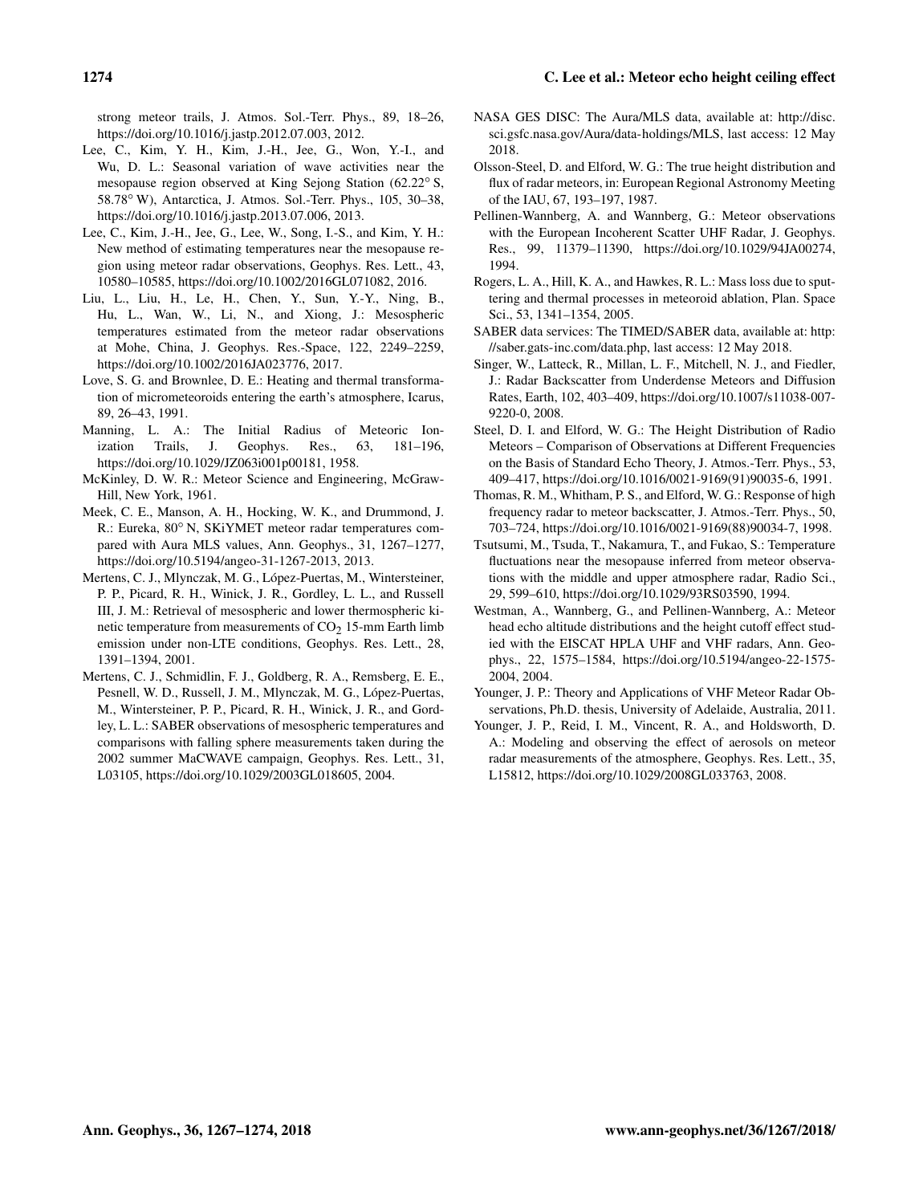strong meteor trails, J. Atmos. Sol.-Terr. Phys., 89, 18–26, https://doi.org/10.1016/j.jastp.2012.07.003, 2012.

Lee, C., Kim, Y. H., Kim, J.-H., Jee, G., Won, Y.-I., and Wu, D. L.: Seasonal variation of wave activities near the mesopause region observed at King Sejong Station (62.22° S, 58.78° W), Antarctica, J. Atmos. Sol.-Terr. Phys., 105, 30–38, https://doi.org/10.1016/j.jastp.2013.07.006, 2013.

Lee, C., Kim, J.-H., Jee, G., Lee, W., Song, I.-S., and Kim, Y. H.: New method of estimating temperatures near the mesopause region using meteor radar observations, Geophys. Res. Lett., 43, 10580–10585, https://doi.org/10.1002/2016GL071082, 2016.

Liu, L., Liu, H., Le, H., Chen, Y., Sun, Y.-Y., Ning, B., Hu, L., Wan, W., Li, N., and Xiong, J.: Mesospheric temperatures estimated from the meteor radar observations at Mohe, China, J. Geophys. Res.-Space, 122, 2249–2259, https://doi.org/10.1002/2016JA023776, 2017.

Love, S. G. and Brownlee, D. E.: Heating and thermal transformation of micrometeoroids entering the earth's atmosphere, Icarus, 89, 26–43, 1991.

Manning, L. A.: The Initial Radius of Meteoric Ionization Trails, J. Geophys. Res., 63, 181–196, https://doi.org/10.1029/JZ063i001p00181, 1958.

McKinley, D. W. R.: Meteor Science and Engineering, McGraw-Hill, New York, 1961.

Meek, C. E., Manson, A. H., Hocking, W. K., and Drummond, J. R.: Eureka, 80° N, SKiYMET meteor radar temperatures compared with Aura MLS values, Ann. Geophys., 31, 1267–1277, https://doi.org/10.5194/angeo-31-1267-2013, 2013.

Mertens, C. J., Mlynczak, M. G., López-Puertas, M., Wintersteiner, P. P., Picard, R. H., Winick, J. R., Gordley, L. L., and Russell III, J. M.: Retrieval of mesospheric and lower thermospheric kinetic temperature from measurements of $CO_2$ 15-mm Earth limb emission under non-LTE conditions, Geophys. Res. Lett., 28, 1391–1394, 2001.

Mertens, C. J., Schmidlin, F. J., Goldberg, R. A., Remsberg, E. E., Pesnell, W. D., Russell, J. M., Mlynczak, M. G., López-Puertas, M., Wintersteiner, P. P., Picard, R. H., Winick, J. R., and Gordley, L. L.: SABER observations of mesospheric temperatures and comparisons with falling sphere measurements taken during the 2002 summer MaCWAVE campaign, Geophys. Res. Lett., 31, L03105, https://doi.org/10.1029/2003GL018605, 2004.

NASA GES DISC: The Aura/MLS data, available at: http://disc.sci.gsfc.nasa.gov/Aura/data-holdings/MLS, last access: 12 May 2018.

Olsson-Steel, D. and Elford, W. G.: The true height distribution and flux of radar meteors, in: European Regional Astronomy Meeting of the IAU, 67, 193–197, 1987.

Pellinen-Wannberg, A. and Wannberg, G.: Meteor observations with the European Incoherent Scatter UHF Radar, J. Geophys. Res., 99, 11379–11390, https://doi.org/10.1029/94JA00274, 1994.

Rogers, L. A., Hill, K. A., and Hawkes, R. L.: Mass loss due to sputtering and thermal processes in meteoroid ablation, Plan. Space Sci., 53, 1341–1354, 2005.

SABER data services: The TIMED/SABER data, available at: http://saber.gats-inc.com/data.php, last access: 12 May 2018.

Singer, W., Latteck, R., Millan, L. F., Mitchell, N. J., and Fiedler, J.: Radar Backscatter from Underdense Meteors and Diffusion Rates, Earth, 102, 403–409, https://doi.org/10.1007/s11038-007-9220-0, 2008.

Steel, D. I. and Elford, W. G.: The Height Distribution of Radio Meteors – Comparison of Observations at Different Frequencies on the Basis of Standard Echo Theory, J. Atmos.-Terr. Phys., 53, 409–417, https://doi.org/10.1016/0021-9169(91)90035-6, 1991.

Thomas, R. M., Whitham, P. S., and Elford, W. G.: Response of high frequency radar to meteor backscatter, J. Atmos.-Terr. Phys., 50, 703–724, https://doi.org/10.1016/0021-9169(88)90034-7, 1998.

Tsutsumi, M., Tsuda, T., Nakamura, T., and Fukao, S.: Temperature fluctuations near the mesopause inferred from meteor observations with the middle and upper atmosphere radar, Radio Sci., 29, 599–610, https://doi.org/10.1029/93RS03590, 1994.

Westman, A., Wannberg, G., and Pellinen-Wannberg, A.: Meteor head echo altitude distributions and the height cutoff effect studied with the EISCAT HPLA UHF and VHF radars, Ann. Geophys., 22, 1575–1584, https://doi.org/10.5194/angeo-22-1575-2004, 2004.

Younger, J. P.: Theory and Applications of VHF Meteor Radar Observations, Ph.D. thesis, University of Adelaide, Australia, 2011.

Younger, J. P., Reid, I. M., Vincent, R. A., and Holdsworth, D. A.: Modeling and observing the effect of aerosols on meteor radar measurements of the atmosphere, Geophys. Res. Lett., 35, L15812, https://doi.org/10.1029/2008GL033763, 2008.